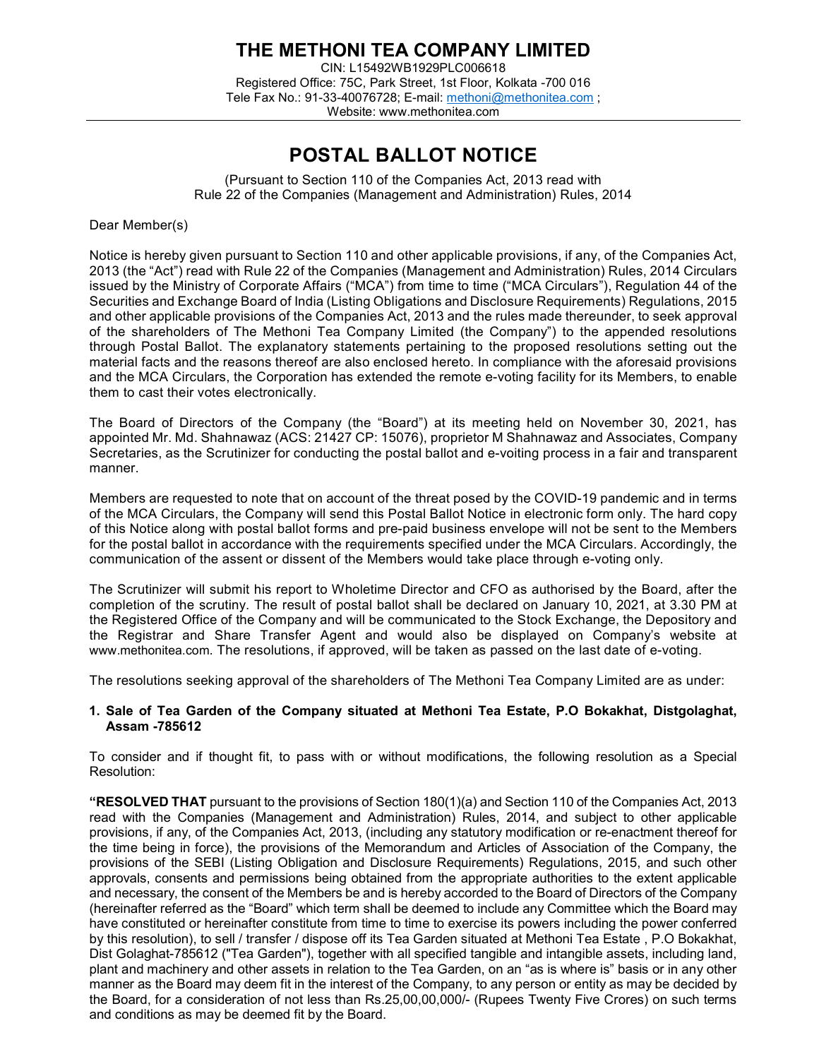# THE METHONI TEA COMPANY LIMITED

CIN: L15492WB1929PLC006618
Registered Office: 75C, Park Street, 1st Floor, Kolkata -700 016
Tele Fax No.: 91-33-40076728; E-mail: methoni@methonitea.com ;
Website: www.methonitea.com

## POSTAL BALLOT NOTICE

(Pursuant to Section 110 of the Companies Act, 2013 read with
Rule 22 of the Companies (Management and Administration) Rules, 2014

Dear Member(s)

Notice is hereby given pursuant to Section 110 and other applicable provisions, if any, of the Companies Act, 2013 (the "Act") read with Rule 22 of the Companies (Management and Administration) Rules, 2014 Circulars issued by the Ministry of Corporate Affairs ("MCA") from time to time ("MCA Circulars"), Regulation 44 of the Securities and Exchange Board of India (Listing Obligations and Disclosure Requirements) Regulations, 2015 and other applicable provisions of the Companies Act, 2013 and the rules made thereunder, to seek approval of the shareholders of The Methoni Tea Company Limited (the Company") to the appended resolutions through Postal Ballot. The explanatory statements pertaining to the proposed resolutions setting out the material facts and the reasons thereof are also enclosed hereto. In compliance with the aforesaid provisions and the MCA Circulars, the Corporation has extended the remote e-voting facility for its Members, to enable them to cast their votes electronically.

The Board of Directors of the Company (the "Board") at its meeting held on November 30, 2021, has appointed Mr. Md. Shahnawaz (ACS: 21427 CP: 15076), proprietor M Shahnawaz and Associates, Company Secretaries, as the Scrutinizer for conducting the postal ballot and e-voting process in a fair and transparent manner.

Members are requested to note that on account of the threat posed by the COVID-19 pandemic and in terms of the MCA Circulars, the Company will send this Postal Ballot Notice in electronic form only. The hard copy of this Notice along with postal ballot forms and pre-paid business envelope will not be sent to the Members for the postal ballot in accordance with the requirements specified under the MCA Circulars. Accordingly, the communication of the assent or dissent of the Members would take place through e-voting only.

The Scrutinizer will submit his report to Wholetime Director and CFO as authorised by the Board, after the completion of the scrutiny. The result of postal ballot shall be declared on January 10, 2021, at 3.30 PM at the Registered Office of the Company and will be communicated to the Stock Exchange, the Depository and the Registrar and Share Transfer Agent and would also be displayed on Company's website at www.methonitea.com. The resolutions, if approved, will be taken as passed on the last date of e-voting.

The resolutions seeking approval of the shareholders of The Methoni Tea Company Limited are as under:

**1. Sale of Tea Garden of the Company situated at Methoni Tea Estate, P.O Bokakhat, Distgolaghat, Assam -785612**

To consider and if thought fit, to pass with or without modifications, the following resolution as a Special Resolution:

**"RESOLVED THAT** pursuant to the provisions of Section 180(1)(a) and Section 110 of the Companies Act, 2013 read with the Companies (Management and Administration) Rules, 2014, and subject to other applicable provisions, if any, of the Companies Act, 2013, (including any statutory modification or re-enactment thereof for the time being in force), the provisions of the Memorandum and Articles of Association of the Company, the provisions of the SEBI (Listing Obligation and Disclosure Requirements) Regulations, 2015, and such other approvals, consents and permissions being obtained from the appropriate authorities to the extent applicable and necessary, the consent of the Members be and is hereby accorded to the Board of Directors of the Company (hereinafter referred as the "Board" which term shall be deemed to include any Committee which the Board may have constituted or hereinafter constitute from time to time to exercise its powers including the power conferred by this resolution), to sell / transfer / dispose off its Tea Garden situated at Methoni Tea Estate , P.O Bokakhat, Dist Golaghat-785612 ("Tea Garden"), together with all specified tangible and intangible assets, including land, plant and machinery and other assets in relation to the Tea Garden, on an "as is where is" basis or in any other manner as the Board may deem fit in the interest of the Company, to any person or entity as may be decided by the Board, for a consideration of not less than Rs.25,00,00,000/- (Rupees Twenty Five Crores) on such terms and conditions as may be deemed fit by the Board.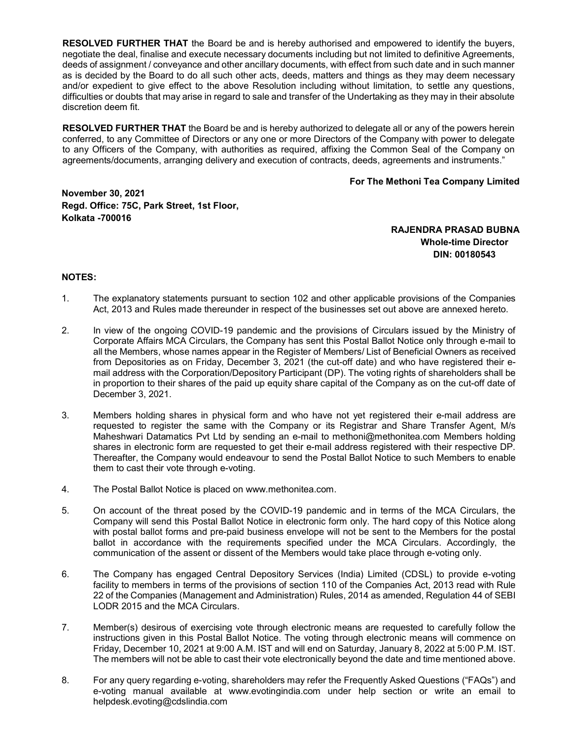**RESOLVED FURTHER THAT** the Board be and is hereby authorised and empowered to identify the buyers, negotiate the deal, finalise and execute necessary documents including but not limited to definitive Agreements, deeds of assignment / conveyance and other ancillary documents, with effect from such date and in such manner as is decided by the Board to do all such other acts, deeds, matters and things as they may deem necessary and/or expedient to give effect to the above Resolution including without limitation, to settle any questions, difficulties or doubts that may arise in regard to sale and transfer of the Undertaking as they may in their absolute discretion deem fit.

**RESOLVED FURTHER THAT** the Board be and is hereby authorized to delegate all or any of the powers herein conferred, to any Committee of Directors or any one or more Directors of the Company with power to delegate to any Officers of the Company, with authorities as required, affixing the Common Seal of the Company on agreements/documents, arranging delivery and execution of contracts, deeds, agreements and instruments."

**For The Methoni Tea Company Limited**

**November 30, 2021**
**Regd. Office: 75C, Park Street, 1st Floor,**
**Kolkata -700016**

**RAJENDRA PRASAD BUBNA**
**Whole-time Director**
**DIN: 00180543**

**NOTES:**

1. The explanatory statements pursuant to section 102 and other applicable provisions of the Companies Act, 2013 and Rules made thereunder in respect of the businesses set out above are annexed hereto.

2. In view of the ongoing COVID-19 pandemic and the provisions of Circulars issued by the Ministry of Corporate Affairs MCA Circulars, the Company has sent this Postal Ballot Notice only through e-mail to all the Members, whose names appear in the Register of Members/ List of Beneficial Owners as received from Depositories as on Friday, December 3, 2021 (the cut-off date) and who have registered their e-mail address with the Corporation/Depository Participant (DP). The voting rights of shareholders shall be in proportion to their shares of the paid up equity share capital of the Company as on the cut-off date of December 3, 2021.

3. Members holding shares in physical form and who have not yet registered their e-mail address are requested to register the same with the Company or its Registrar and Share Transfer Agent, M/s Maheshwari Datamatics Pvt Ltd by sending an e-mail to methoni@methonitea.com Members holding shares in electronic form are requested to get their e-mail address registered with their respective DP. Thereafter, the Company would endeavour to send the Postal Ballot Notice to such Members to enable them to cast their vote through e-voting.

4. The Postal Ballot Notice is placed on www.methonitea.com.

5. On account of the threat posed by the COVID-19 pandemic and in terms of the MCA Circulars, the Company will send this Postal Ballot Notice in electronic form only. The hard copy of this Notice along with postal ballot forms and pre-paid business envelope will not be sent to the Members for the postal ballot in accordance with the requirements specified under the MCA Circulars. Accordingly, the communication of the assent or dissent of the Members would take place through e-voting only.

6. The Company has engaged Central Depository Services (India) Limited (CDSL) to provide e-voting facility to members in terms of the provisions of section 110 of the Companies Act, 2013 read with Rule 22 of the Companies (Management and Administration) Rules, 2014 as amended, Regulation 44 of SEBI LODR 2015 and the MCA Circulars.

7. Member(s) desirous of exercising vote through electronic means are requested to carefully follow the instructions given in this Postal Ballot Notice. The voting through electronic means will commence on Friday, December 10, 2021 at 9:00 A.M. IST and will end on Saturday, January 8, 2022 at 5:00 P.M. IST. The members will not be able to cast their vote electronically beyond the date and time mentioned above.

8. For any query regarding e-voting, shareholders may refer the Frequently Asked Questions ("FAQs") and e-voting manual available at www.evotingindia.com under help section or write an email to helpdesk.evoting@cdslindia.com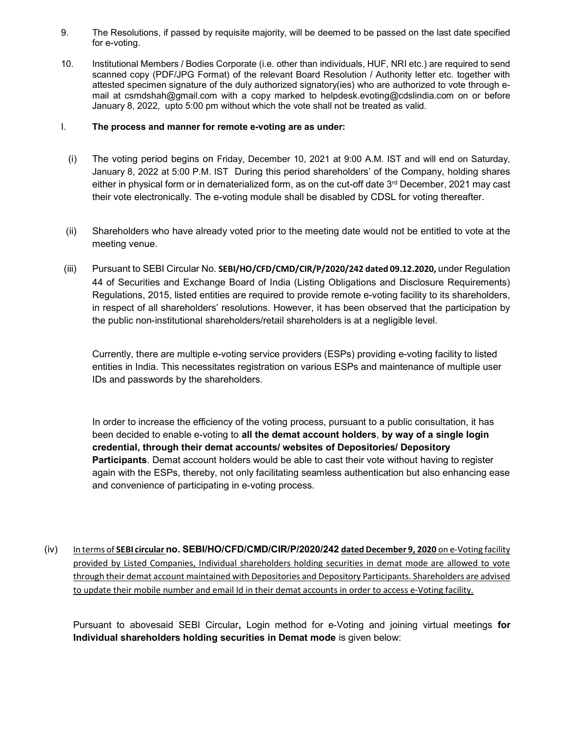9. The Resolutions, if passed by requisite majority, will be deemed to be passed on the last date specified for e-voting.

10. Institutional Members / Bodies Corporate (i.e. other than individuals, HUF, NRI etc.) are required to send scanned copy (PDF/JPG Format) of the relevant Board Resolution / Authority letter etc. together with attested specimen signature of the duly authorized signatory(ies) who are authorized to vote through e-mail at csmdshah@gmail.com with a copy marked to helpdesk.evoting@cdslindia.com on or before January 8, 2022, upto 5:00 pm without which the vote shall not be treated as valid.

I. **The process and manner for remote e-voting are as under:**

(i) The voting period begins on Friday, December 10, 2021 at 9:00 A.M. IST and will end on Saturday, January 8, 2022 at 5:00 P.M. IST During this period shareholders' of the Company, holding shares either in physical form or in dematerialized form, as on the cut-off date 3rd December, 2021 may cast their vote electronically. The e-voting module shall be disabled by CDSL for voting thereafter.

(ii) Shareholders who have already voted prior to the meeting date would not be entitled to vote at the meeting venue.

(iii) Pursuant to SEBI Circular No. **SEBI/HO/CFD/CMD/CIR/P/2020/242 dated 09.12.2020,** under Regulation 44 of Securities and Exchange Board of India (Listing Obligations and Disclosure Requirements) Regulations, 2015, listed entities are required to provide remote e-voting facility to its shareholders, in respect of all shareholders' resolutions. However, it has been observed that the participation by the public non-institutional shareholders/retail shareholders is at a negligible level.

Currently, there are multiple e-voting service providers (ESPs) providing e-voting facility to listed entities in India. This necessitates registration on various ESPs and maintenance of multiple user IDs and passwords by the shareholders.

In order to increase the efficiency of the voting process, pursuant to a public consultation, it has been decided to enable e-voting to **all the demat account holders**, **by way of a single login credential, through their demat accounts/ websites of Depositories/ Depository Participants**. Demat account holders would be able to cast their vote without having to register again with the ESPs, thereby, not only facilitating seamless authentication but also enhancing ease and convenience of participating in e-voting process.

(iv) In terms of **SEBI circular no. SEBI/HO/CFD/CMD/CIR/P/2020/242 dated December 9, 2020** on e-Voting facility provided by Listed Companies, Individual shareholders holding securities in demat mode are allowed to vote through their demat account maintained with Depositories and Depository Participants. Shareholders are advised to update their mobile number and email Id in their demat accounts in order to access e-Voting facility.

Pursuant to abovesaid SEBI Circular**,** Login method for e-Voting and joining virtual meetings **for Individual shareholders holding securities in Demat mode** is given below: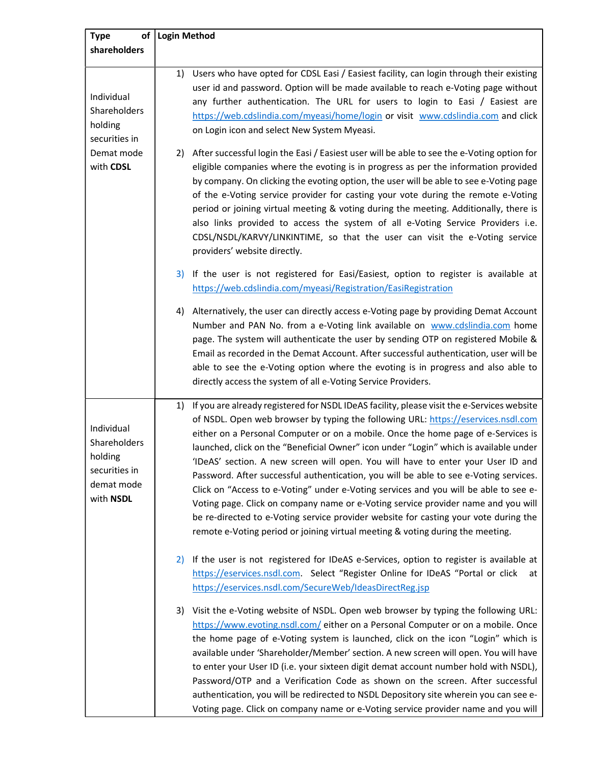| Type of shareholders | Login Method |
|---|---|
| Individual Shareholders holding securities in Demat mode with **CDSL** | 1) Users who have opted for CDSL Easi / Easiest facility, can login through their existing user id and password. Option will be made available to reach e-Voting page without any further authentication. The URL for users to login to Easi / Easiest are https://web.cdslindia.com/myeasi/home/login or visit www.cdslindia.com and click on Login icon and select New System Myeasi.<br><br>2) After successful login the Easi / Easiest user will be able to see the e-Voting option for eligible companies where the evoting is in progress as per the information provided by company. On clicking the evoting option, the user will be able to see e-Voting page of the e-Voting service provider for casting your vote during the remote e-Voting period or joining virtual meeting & voting during the meeting. Additionally, there is also links provided to access the system of all e-Voting Service Providers i.e. CDSL/NSDL/KARVY/LINKINTIME, so that the user can visit the e-Voting service providers' website directly.<br><br>3) If the user is not registered for Easi/Easiest, option to register is available at https://web.cdslindia.com/myeasi/Registration/EasiRegistration<br><br>4) Alternatively, the user can directly access e-Voting page by providing Demat Account Number and PAN No. from a e-Voting link available on www.cdslindia.com home page. The system will authenticate the user by sending OTP on registered Mobile & Email as recorded in the Demat Account. After successful authentication, user will be able to see the e-Voting option where the evoting is in progress and also able to directly access the system of all e-Voting Service Providers. |
| Individual Shareholders holding securities in demat mode with **NSDL** | 1) If you are already registered for NSDL IDeAS facility, please visit the e-Services website of NSDL. Open web browser by typing the following URL: https://eservices.nsdl.com either on a Personal Computer or on a mobile. Once the home page of e-Services is launched, click on the "Beneficial Owner" icon under "Login" which is available under 'IDeAS' section. A new screen will open. You will have to enter your User ID and Password. After successful authentication, you will be able to see e-Voting services. Click on "Access to e-Voting" under e-Voting services and you will be able to see e-Voting page. Click on company name or e-Voting service provider name and you will be re-directed to e-Voting service provider website for casting your vote during the remote e-Voting period or joining virtual meeting & voting during the meeting.<br><br>2) If the user is not registered for IDeAS e-Services, option to register is available at https://eservices.nsdl.com. Select "Register Online for IDeAS "Portal or click at https://eservices.nsdl.com/SecureWeb/IdeasDirectReg.jsp<br><br>3) Visit the e-Voting website of NSDL. Open web browser by typing the following URL: https://www.evoting.nsdl.com/ either on a Personal Computer or on a mobile. Once the home page of e-Voting system is launched, click on the icon "Login" which is available under 'Shareholder/Member' section. A new screen will open. You will have to enter your User ID (i.e. your sixteen digit demat account number hold with NSDL), Password/OTP and a Verification Code as shown on the screen. After successful authentication, you will be redirected to NSDL Depository site wherein you can see e-Voting page. Click on company name or e-Voting service provider name and you will |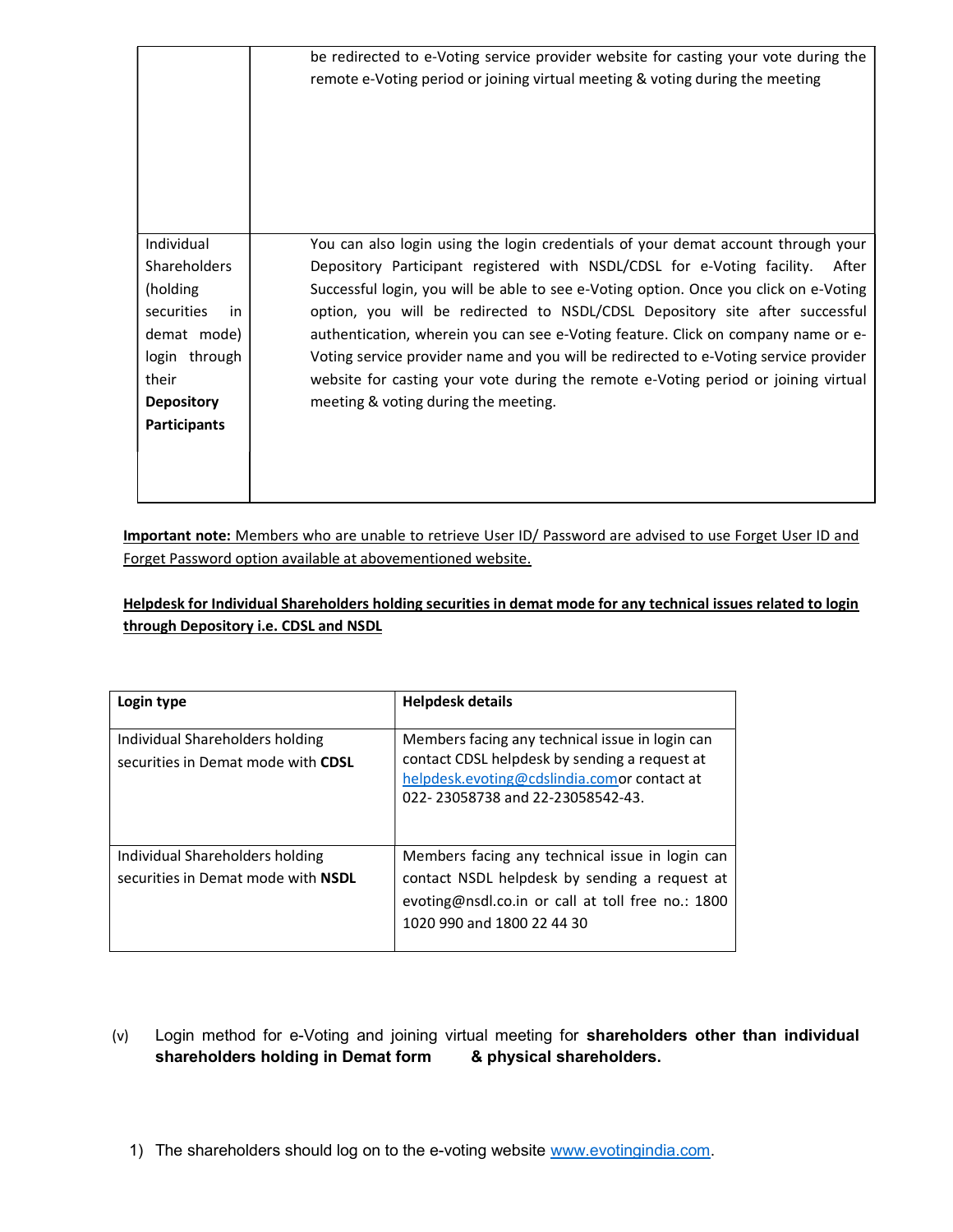| | |
|---|---|
| | be redirected to e-Voting service provider website for casting your vote during the remote e-Voting period or joining virtual meeting & voting during the meeting |
| Individual Shareholders (holding securities in demat mode) login through their **Depository Participants** | You can also login using the login credentials of your demat account through your Depository Participant registered with NSDL/CDSL for e-Voting facility. After Successful login, you will be able to see e-Voting option. Once you click on e-Voting option, you will be redirected to NSDL/CDSL Depository site after successful authentication, wherein you can see e-Voting feature. Click on company name or e-Voting service provider name and you will be redirected to e-Voting service provider website for casting your vote during the remote e-Voting period or joining virtual meeting & voting during the meeting. |

**Important note:** Members who are unable to retrieve User ID/ Password are advised to use Forget User ID and Forget Password option available at abovementioned website.

**Helpdesk for Individual Shareholders holding securities in demat mode for any technical issues related to login through Depository i.e. CDSL and NSDL**

| **Login type** | **Helpdesk details** |
|---|---|
| Individual Shareholders holding securities in Demat mode with **CDSL** | Members facing any technical issue in login can contact CDSL helpdesk by sending a request at helpdesk.evoting@cdslindia.comor contact at 022- 23058738 and 22-23058542-43. |
| Individual Shareholders holding securities in Demat mode with **NSDL** | Members facing any technical issue in login can contact NSDL helpdesk by sending a request at evoting@nsdl.co.in or call at toll free no.: 1800 1020 990 and 1800 22 44 30 |

(v) Login method for e-Voting and joining virtual meeting for **shareholders other than individual shareholders holding in Demat form & physical shareholders.**

1) The shareholders should log on to the e-voting website www.evotingindia.com.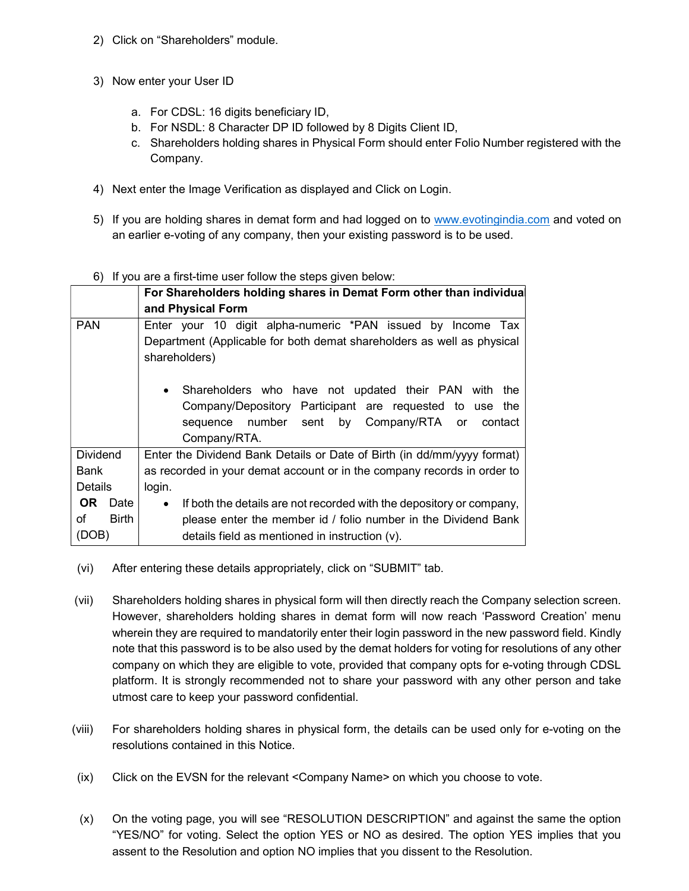2) Click on “Shareholders” module.

3) Now enter your User ID

   a. For CDSL: 16 digits beneficiary ID,
   b. For NSDL: 8 Character DP ID followed by 8 Digits Client ID,
   c. Shareholders holding shares in Physical Form should enter Folio Number registered with the Company.

4) Next enter the Image Verification as displayed and Click on Login.

5) If you are holding shares in demat form and had logged on to www.evotingindia.com and voted on an earlier e-voting of any company, then your existing password is to be used.

6) If you are a first-time user follow the steps given below:

| | **For Shareholders holding shares in Demat Form other than individual and Physical Form** |
|---|---|
| PAN | Enter your 10 digit alpha-numeric *PAN issued by Income Tax Department (Applicable for both demat shareholders as well as physical shareholders)<br><br>• Shareholders who have not updated their PAN with the Company/Depository Participant are requested to use the sequence number sent by Company/RTA or contact Company/RTA. |
| Dividend Bank Details **OR** Date of Birth (DOB) | Enter the Dividend Bank Details or Date of Birth (in dd/mm/yyyy format) as recorded in your demat account or in the company records in order to login.<br>• If both the details are not recorded with the depository or company, please enter the member id / folio number in the Dividend Bank details field as mentioned in instruction (v). |

(vi) After entering these details appropriately, click on “SUBMIT” tab.

(vii) Shareholders holding shares in physical form will then directly reach the Company selection screen. However, shareholders holding shares in demat form will now reach ‘Password Creation’ menu wherein they are required to mandatorily enter their login password in the new password field. Kindly note that this password is to be also used by the demat holders for voting for resolutions of any other company on which they are eligible to vote, provided that company opts for e-voting through CDSL platform. It is strongly recommended not to share your password with any other person and take utmost care to keep your password confidential.

(viii) For shareholders holding shares in physical form, the details can be used only for e-voting on the resolutions contained in this Notice.

(ix) Click on the EVSN for the relevant <Company Name> on which you choose to vote.

(x) On the voting page, you will see “RESOLUTION DESCRIPTION” and against the same the option “YES/NO” for voting. Select the option YES or NO as desired. The option YES implies that you assent to the Resolution and option NO implies that you dissent to the Resolution.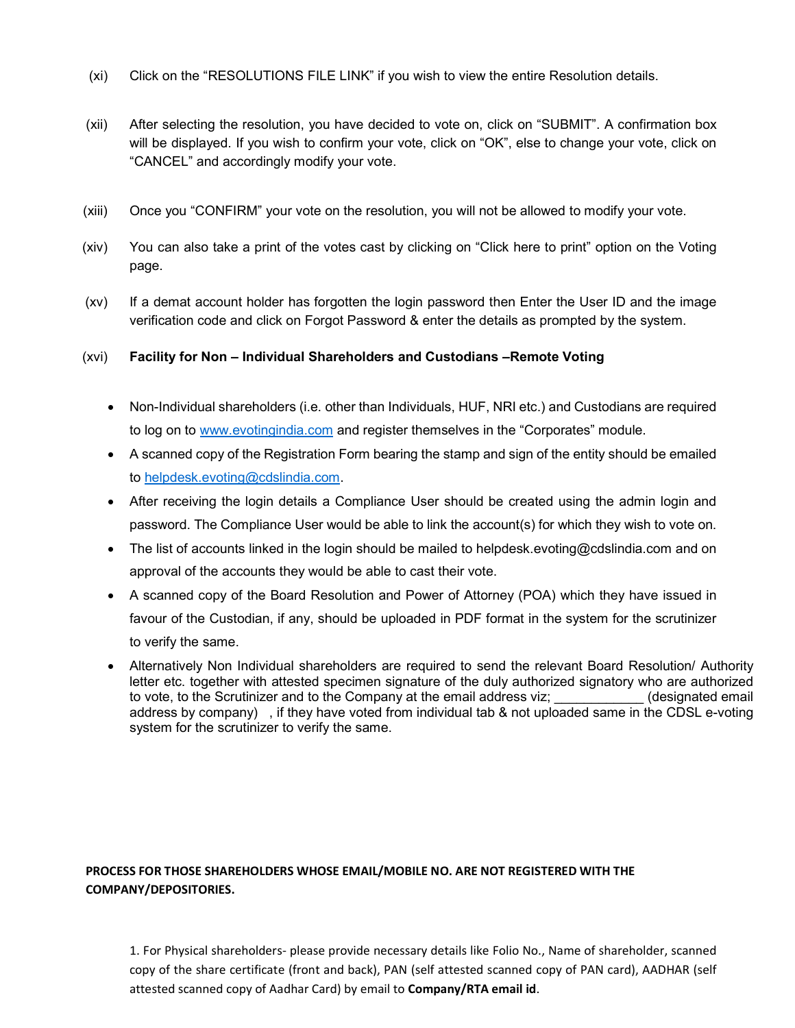(xi) Click on the "RESOLUTIONS FILE LINK" if you wish to view the entire Resolution details.

(xii) After selecting the resolution, you have decided to vote on, click on "SUBMIT". A confirmation box will be displayed. If you wish to confirm your vote, click on "OK", else to change your vote, click on "CANCEL" and accordingly modify your vote.

(xiii) Once you "CONFIRM" your vote on the resolution, you will not be allowed to modify your vote.

(xiv) You can also take a print of the votes cast by clicking on "Click here to print" option on the Voting page.

(xv) If a demat account holder has forgotten the login password then Enter the User ID and the image verification code and click on Forgot Password & enter the details as prompted by the system.

(xvi) **Facility for Non – Individual Shareholders and Custodians –Remote Voting**

- Non-Individual shareholders (i.e. other than Individuals, HUF, NRI etc.) and Custodians are required to log on to [www.evotingindia.com](http://www.evotingindia.com) and register themselves in the "Corporates" module.
- A scanned copy of the Registration Form bearing the stamp and sign of the entity should be emailed to [helpdesk.evoting@cdslindia.com](mailto:helpdesk.evoting@cdslindia.com).
- After receiving the login details a Compliance User should be created using the admin login and password. The Compliance User would be able to link the account(s) for which they wish to vote on.
- The list of accounts linked in the login should be mailed to helpdesk.evoting@cdslindia.com and on approval of the accounts they would be able to cast their vote.
- A scanned copy of the Board Resolution and Power of Attorney (POA) which they have issued in favour of the Custodian, if any, should be uploaded in PDF format in the system for the scrutinizer to verify the same.
- Alternatively Non Individual shareholders are required to send the relevant Board Resolution/ Authority letter etc. together with attested specimen signature of the duly authorized signatory who are authorized to vote, to the Scrutinizer and to the Company at the email address viz; ____________ (designated email address by company) , if they have voted from individual tab & not uploaded same in the CDSL e-voting system for the scrutinizer to verify the same.

**PROCESS FOR THOSE SHAREHOLDERS WHOSE EMAIL/MOBILE NO. ARE NOT REGISTERED WITH THE COMPANY/DEPOSITORIES.**

1. For Physical shareholders- please provide necessary details like Folio No., Name of shareholder, scanned copy of the share certificate (front and back), PAN (self attested scanned copy of PAN card), AADHAR (self attested scanned copy of Aadhar Card) by email to **Company/RTA email id**.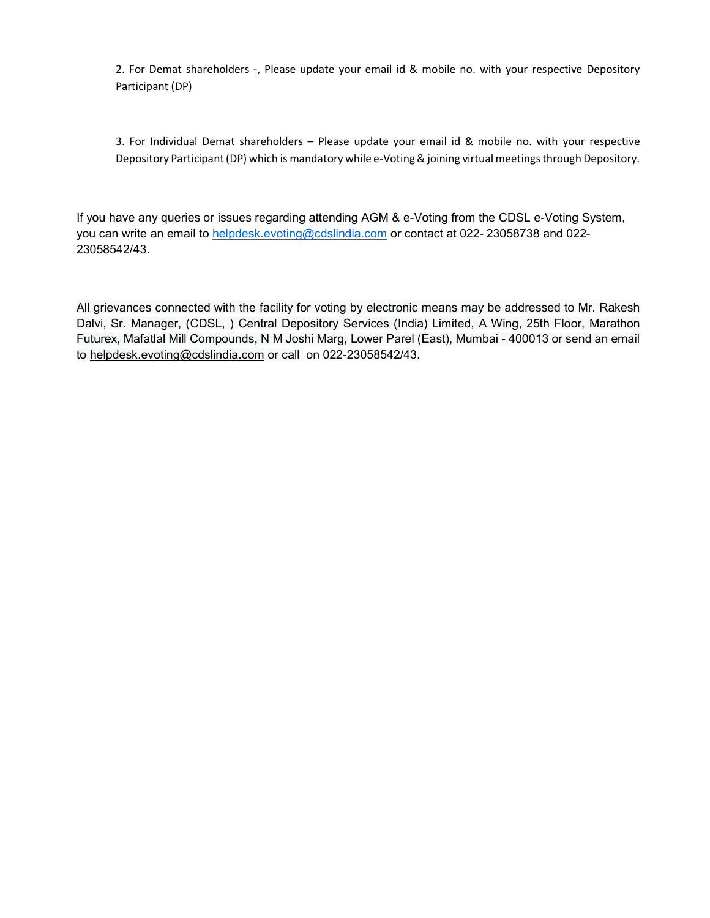2. For Demat shareholders -, Please update your email id & mobile no. with your respective Depository Participant (DP)

3. For Individual Demat shareholders – Please update your email id & mobile no. with your respective Depository Participant (DP) which is mandatory while e-Voting & joining virtual meetings through Depository.

If you have any queries or issues regarding attending AGM & e-Voting from the CDSL e-Voting System, you can write an email to helpdesk.evoting@cdslindia.com or contact at 022- 23058738 and 022-23058542/43.

All grievances connected with the facility for voting by electronic means may be addressed to Mr. Rakesh Dalvi, Sr. Manager, (CDSL, ) Central Depository Services (India) Limited, A Wing, 25th Floor, Marathon Futurex, Mafatlal Mill Compounds, N M Joshi Marg, Lower Parel (East), Mumbai - 400013 or send an email to helpdesk.evoting@cdslindia.com or call on 022-23058542/43.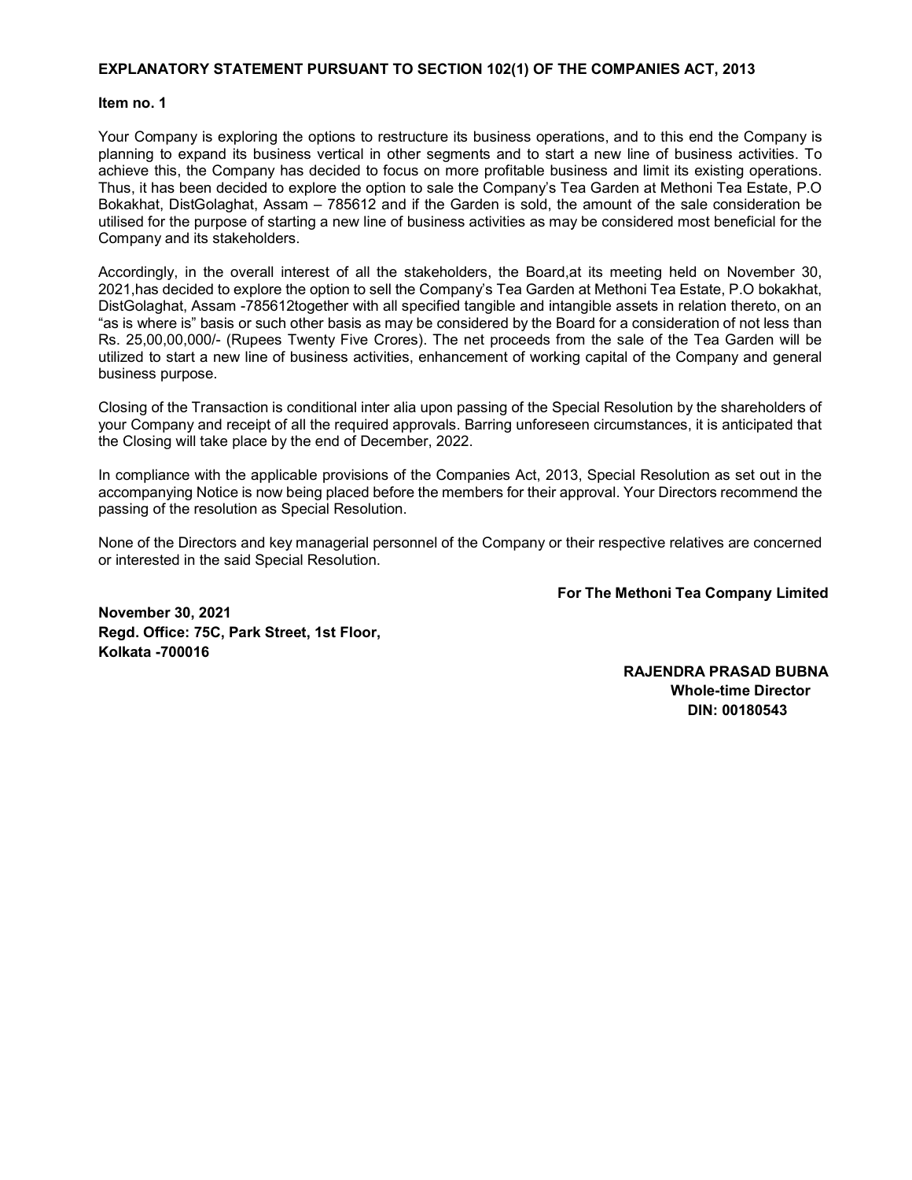**EXPLANATORY STATEMENT PURSUANT TO SECTION 102(1) OF THE COMPANIES ACT, 2013**

**Item no. 1**

Your Company is exploring the options to restructure its business operations, and to this end the Company is planning to expand its business vertical in other segments and to start a new line of business activities. To achieve this, the Company has decided to focus on more profitable business and limit its existing operations. Thus, it has been decided to explore the option to sale the Company's Tea Garden at Methoni Tea Estate, P.O Bokakhat, DistGolaghat, Assam – 785612 and if the Garden is sold, the amount of the sale consideration be utilised for the purpose of starting a new line of business activities as may be considered most beneficial for the Company and its stakeholders.

Accordingly, in the overall interest of all the stakeholders, the Board,at its meeting held on November 30, 2021,has decided to explore the option to sell the Company's Tea Garden at Methoni Tea Estate, P.O bokakhat, DistGolaghat, Assam -785612together with all specified tangible and intangible assets in relation thereto, on an "as is where is" basis or such other basis as may be considered by the Board for a consideration of not less than Rs. 25,00,00,000/- (Rupees Twenty Five Crores). The net proceeds from the sale of the Tea Garden will be utilized to start a new line of business activities, enhancement of working capital of the Company and general business purpose.

Closing of the Transaction is conditional inter alia upon passing of the Special Resolution by the shareholders of your Company and receipt of all the required approvals. Barring unforeseen circumstances, it is anticipated that the Closing will take place by the end of December, 2022.

In compliance with the applicable provisions of the Companies Act, 2013, Special Resolution as set out in the accompanying Notice is now being placed before the members for their approval. Your Directors recommend the passing of the resolution as Special Resolution.

None of the Directors and key managerial personnel of the Company or their respective relatives are concerned or interested in the said Special Resolution.

**For The Methoni Tea Company Limited**

**November 30, 2021**
**Regd. Office: 75C, Park Street, 1st Floor,**
**Kolkata -700016**

**RAJENDRA PRASAD BUBNA**
**Whole-time Director**
**DIN: 00180543**